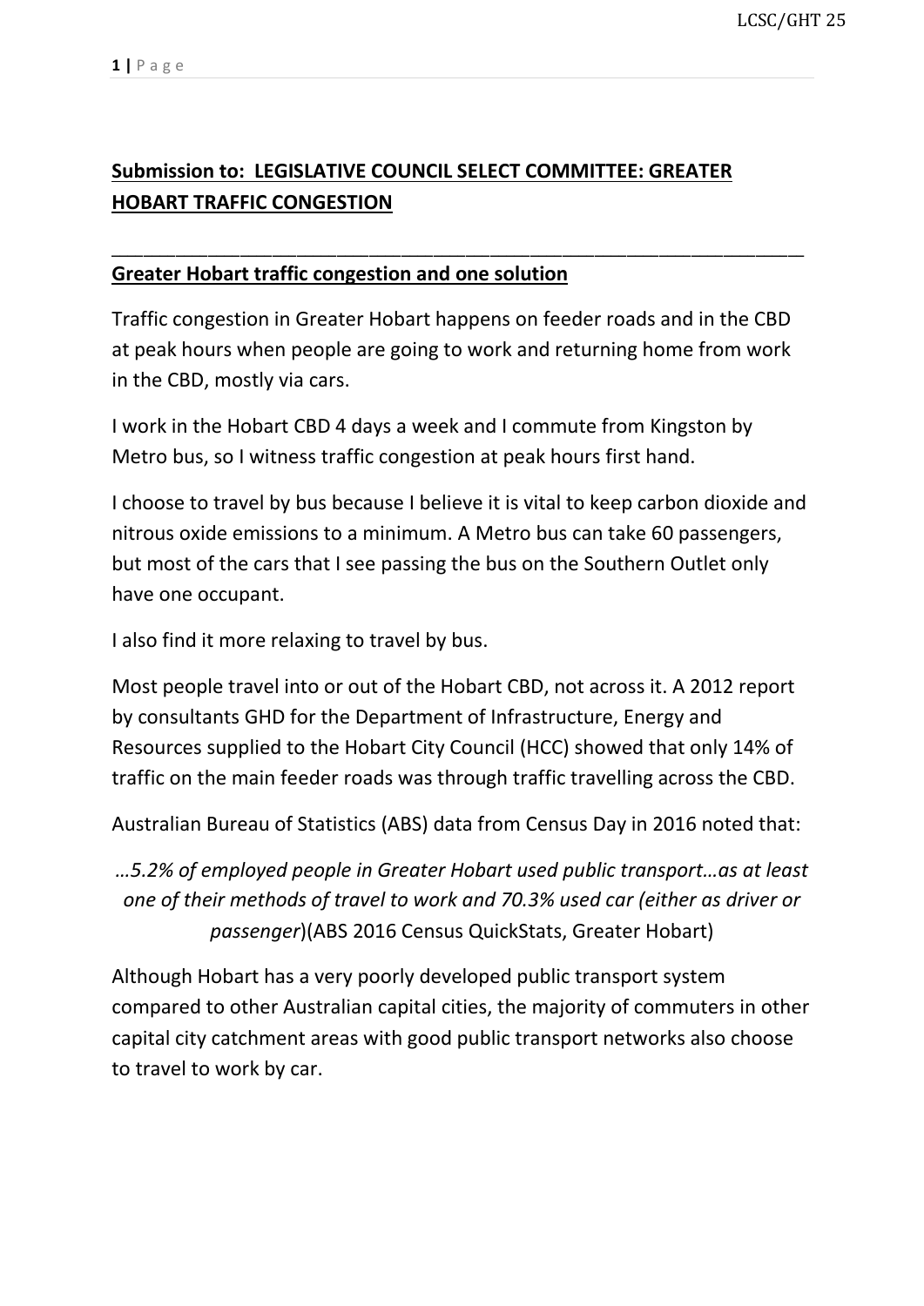## **Submission to: LEGISLATIVE COUNCIL SELECT COMMITTEE: GREATER HOBART TRAFFIC CONGESTION**

---

### **Greater Hobart traffic congestion and one solution**

Traffic congestion in Greater Hobart happens on feeder roads and in the CBD at peak hours when people are going to work and returning home from work in the CBD, mostly via cars.

I work in the Hobart CBD 4 days a week and I commute from Kingston by Metro bus, so I witness traffic congestion at peak hours first hand.

I choose to travel by bus because I believe it is vital to keep carbon dioxide and nitrous oxide emissions to a minimum. A Metro bus can take 60 passengers, but most of the cars that I see passing the bus on the Southern Outlet only have one occupant.

I also find it more relaxing to travel by bus.

Most people travel into or out of the Hobart CBD, not across it. A 2012 report by consultants GHD for the Department of Infrastructure, Energy and Resources supplied to the Hobart City Council (HCC) showed that only 14% of traffic on the main feeder roads was through traffic travelling across the CBD.

Australian Bureau of Statistics (ABS) data from Census Day in 2016 noted that:

*…5.2% of employed people in Greater Hobart used public transport…as at least one of their methods of travel to work and 70.3% used car (either as driver or passenger*)(ABS 2016 Census QuickStats, Greater Hobart)

Although Hobart has a very poorly developed public transport system compared to other Australian capital cities, the majority of commuters in other capital city catchment areas with good public transport networks also choose to travel to work by car.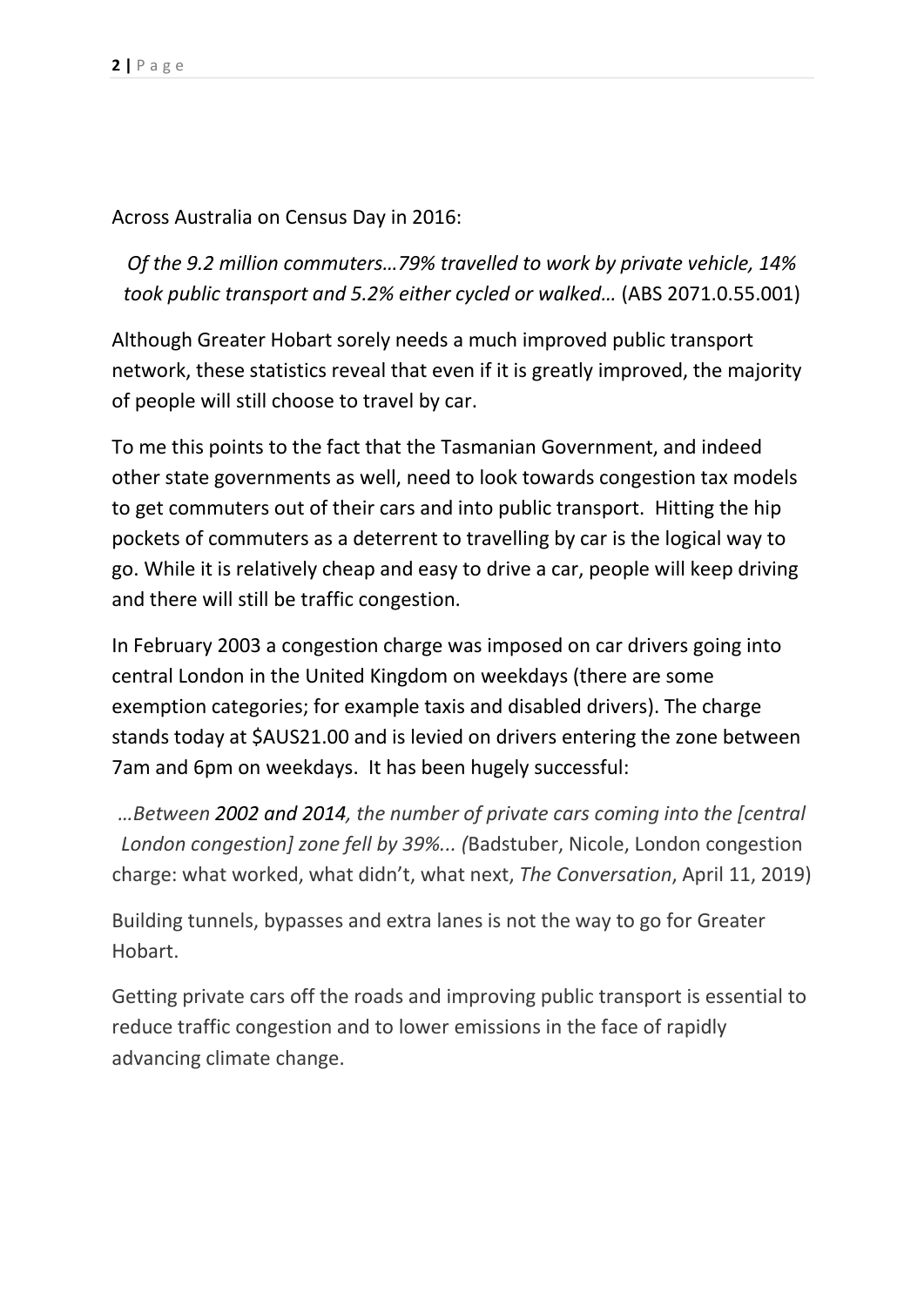Across Australia on Census Day in 2016:

*Of the 9.2 million commuters…79% travelled to work by private vehicle, 14% took public transport and 5.2% either cycled or walked…* (ABS 2071.0.55.001)

Although Greater Hobart sorely needs a much improved public transport network, these statistics reveal that even if it is greatly improved, the majority of people will still choose to travel by car.

To me this points to the fact that the Tasmanian Government, and indeed other state governments as well, need to look towards congestion tax models to get commuters out of their cars and into public transport. Hitting the hip pockets of commuters as a deterrent to travelling by car is the logical way to go. While it is relatively cheap and easy to drive a car, people will keep driving and there will still be traffic congestion.

In February 2003 a congestion charge was imposed on car drivers going into central London in the United Kingdom on weekdays (there are some exemption categories; for example taxis and disabled drivers). The charge stands today at $AUS21.00 and is levied on drivers entering the zone between 7am and 6pm on weekdays. It has been hugely successful:

*…Between **2002 and 2014**, the number of private cars coming into the [central London congestion] zone fell by 39%... (*Badstuber, Nicole, London congestion charge: what worked, what didn't, what next, *The Conversation*, April 11, 2019)

Building tunnels, bypasses and extra lanes is not the way to go for Greater Hobart.

Getting private cars off the roads and improving public transport is essential to reduce traffic congestion and to lower emissions in the face of rapidly advancing climate change.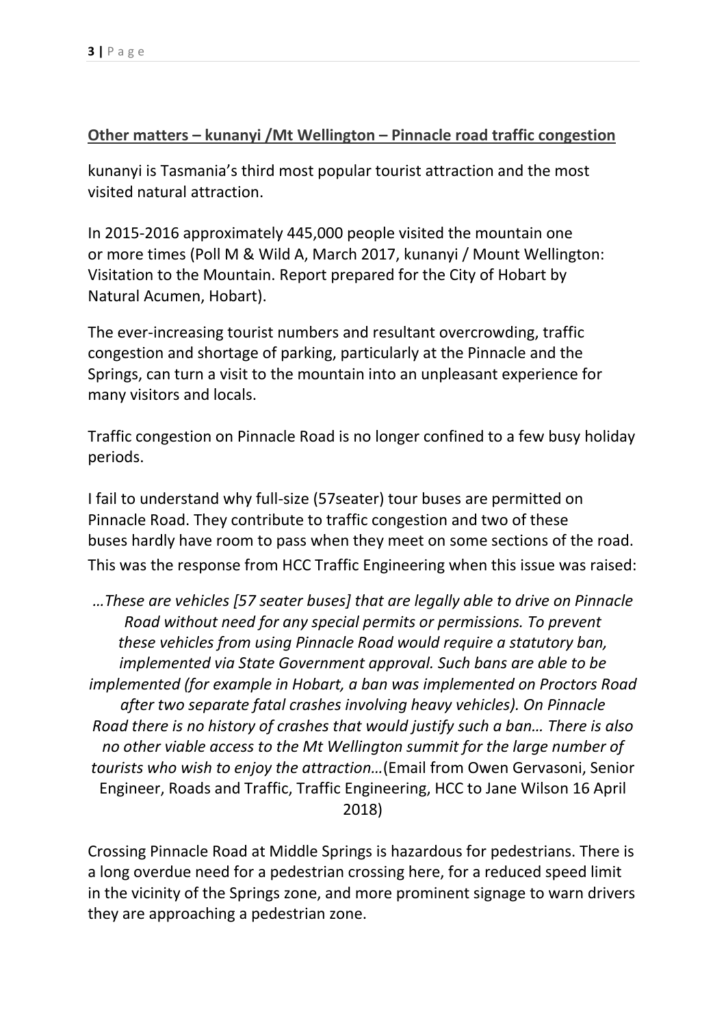**Other matters – kunanyi /Mt Wellington – Pinnacle road traffic congestion**

kunanyi is Tasmania's third most popular tourist attraction and the most visited natural attraction.

In 2015-2016 approximately 445,000 people visited the mountain one or more times (Poll M & Wild A, March 2017, kunanyi / Mount Wellington: Visitation to the Mountain. Report prepared for the City of Hobart by Natural Acumen, Hobart).

The ever-increasing tourist numbers and resultant overcrowding, traffic congestion and shortage of parking, particularly at the Pinnacle and the Springs, can turn a visit to the mountain into an unpleasant experience for many visitors and locals.

Traffic congestion on Pinnacle Road is no longer confined to a few busy holiday periods.

I fail to understand why full-size (57seater) tour buses are permitted on Pinnacle Road. They contribute to traffic congestion and two of these buses hardly have room to pass when they meet on some sections of the road. This was the response from HCC Traffic Engineering when this issue was raised:

*…These are vehicles [57 seater buses] that are legally able to drive on Pinnacle Road without need for any special permits or permissions. To prevent these vehicles from using Pinnacle Road would require a statutory ban, implemented via State Government approval. Such bans are able to be implemented (for example in Hobart, a ban was implemented on Proctors Road after two separate fatal crashes involving heavy vehicles). On Pinnacle Road there is no history of crashes that would justify such a ban… There is also no other viable access to the Mt Wellington summit for the large number of tourists who wish to enjoy the attraction…*(Email from Owen Gervasoni, Senior Engineer, Roads and Traffic, Traffic Engineering, HCC to Jane Wilson 16 April 2018)

Crossing Pinnacle Road at Middle Springs is hazardous for pedestrians. There is a long overdue need for a pedestrian crossing here, for a reduced speed limit in the vicinity of the Springs zone, and more prominent signage to warn drivers they are approaching a pedestrian zone.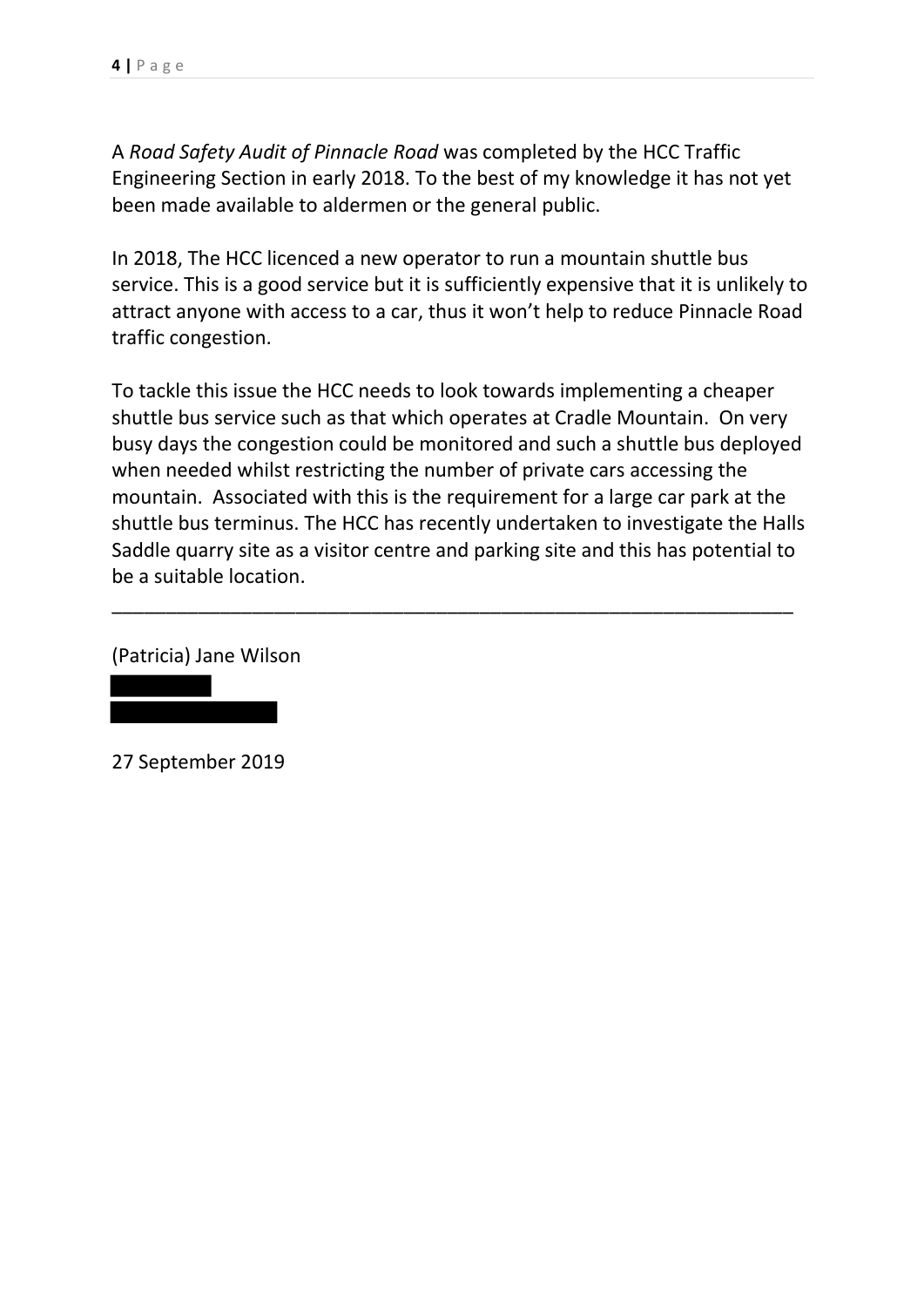A *Road Safety Audit of Pinnacle Road* was completed by the HCC Traffic Engineering Section in early 2018. To the best of my knowledge it has not yet been made available to aldermen or the general public.

In 2018, The HCC licenced a new operator to run a mountain shuttle bus service. This is a good service but it is sufficiently expensive that it is unlikely to attract anyone with access to a car, thus it won't help to reduce Pinnacle Road traffic congestion.

To tackle this issue the HCC needs to look towards implementing a cheaper shuttle bus service such as that which operates at Cradle Mountain. On very busy days the congestion could be monitored and such a shuttle bus deployed when needed whilst restricting the number of private cars accessing the mountain. Associated with this is the requirement for a large car park at the shuttle bus terminus. The HCC has recently undertaken to investigate the Halls Saddle quarry site as a visitor centre and parking site and this has potential to be a suitable location.

---

(Patricia) Jane Wilson

27 September 2019